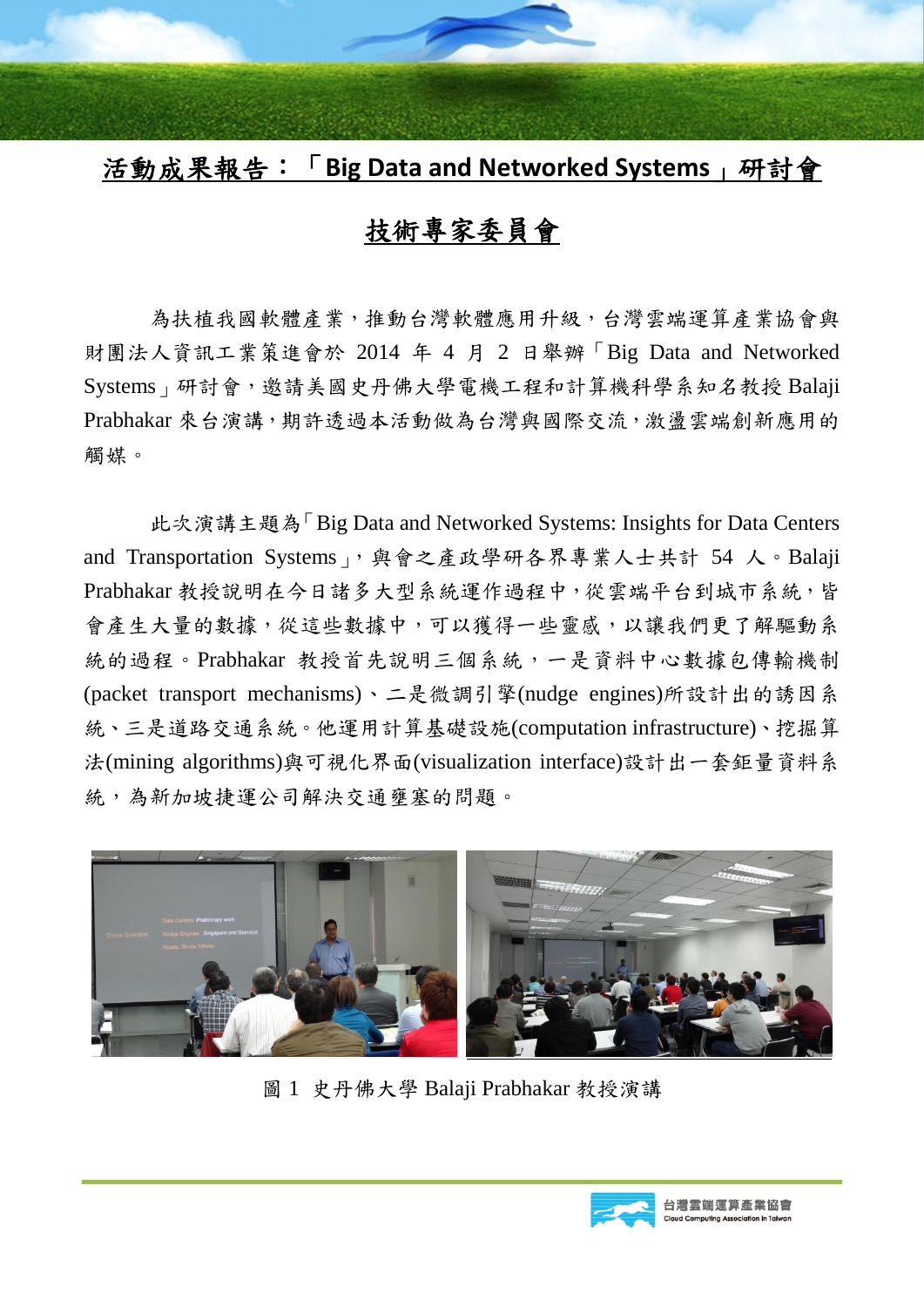# 活動成果報告：「Big Data and Networked Systems」研討會

## 技術專家委員會

為扶植我國軟體產業，推動台灣軟體應用升級，台灣雲端運算產業協會與財團法人資訊工業策進會於 2014 年 4 月 2 日舉辦「Big Data and Networked Systems」研討會，邀請美國史丹佛大學電機工程和計算機科學系知名教授 Balaji Prabhakar 來台演講，期許透過本活動做為台灣與國際交流，激盪雲端創新應用的觸媒。

此次演講主題為「Big Data and Networked Systems: Insights for Data Centers and Transportation Systems」，與會之產政學研各界專業人士共計 54 人。Balaji Prabhakar 教授說明在今日諸多大型系統運作過程中，從雲端平台到城市系統，皆會產生大量的數據，從這些數據中，可以獲得一些靈感，以讓我們更了解驅動系統的過程。Prabhakar 教授首先說明三個系統，一是資料中心數據包傳輸機制(packet transport mechanisms)、二是微調引擎(nudge engines)所設計出的誘因系統、三是道路交通系統。他運用計算基礎設施(computation infrastructure)、挖掘算法(mining algorithms)與可視化界面(visualization interface)設計出一套鉅量資料系統，為新加坡捷運公司解決交通壅塞的問題。

圖 1 史丹佛大學 Balaji Prabhakar 教授演講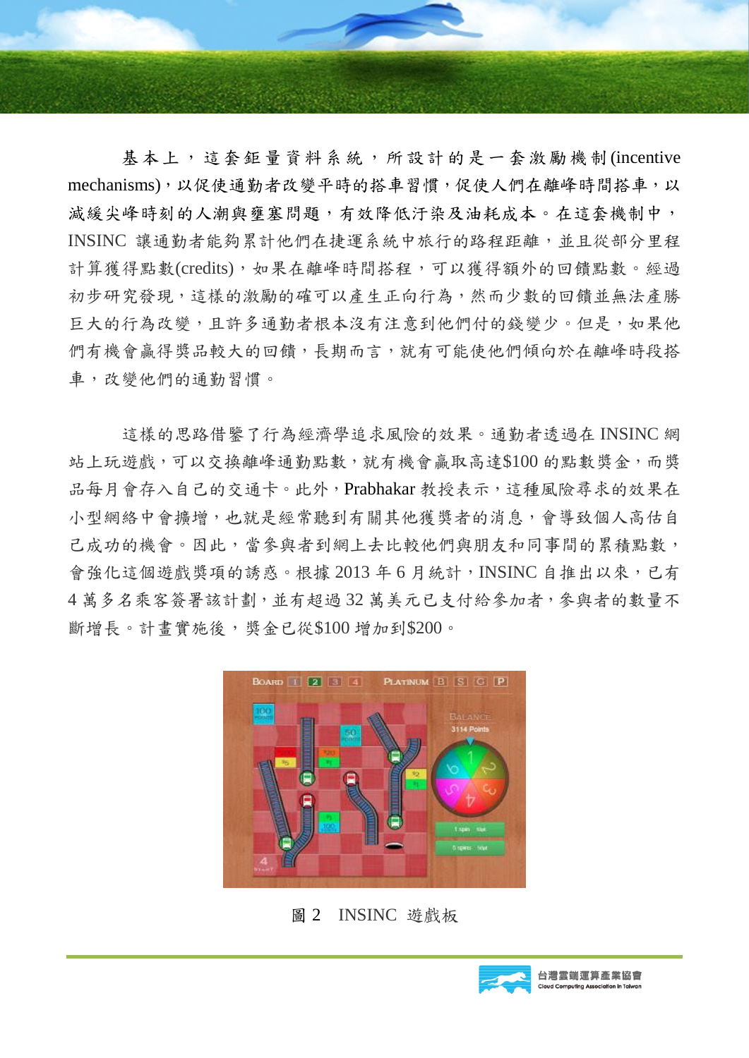基本上，這套鉅量資料系統，所設計的是一套激勵機制(incentive mechanisms)，以促使通勤者改變平時的搭車習慣，促使人們在離峰時間搭車，以減緩尖峰時刻的人潮與壅塞問題，有效降低汙染及油耗成本。在這套機制中，INSINC 讓通勤者能夠累計他們在捷運系統中旅行的路程距離，並且從部分里程計算獲得點數(credits)，如果在離峰時間搭程，可以獲得額外的回饋點數。經過初步研究發現，這樣的激勵的確可以產生正向行為，然而少數的回饋並無法產勝巨大的行為改變，且許多通勤者根本沒有注意到他們付的錢變少。但是，如果他們有機會贏得獎品較大的回饋，長期而言，就有可能使他們傾向於在離峰時段搭車，改變他們的通勤習慣。

這樣的思路借鑒了行為經濟學追求風險的效果。通勤者透過在 INSINC 網站上玩遊戲，可以交換離峰通勤點數，就有機會贏取高達$100 的點數獎金，而獎品每月會存入自己的交通卡。此外，Prabhakar 教授表示，這種風險尋求的效果在小型網絡中會擴增，也就是經常聽到有關其他獲獎者的消息，會導致個人高估自己成功的機會。因此，當參與者到網上去比較他們與朋友和同事間的累積點數，會強化這個遊戲獎項的誘惑。根據 2013 年 6 月統計，INSINC 自推出以來，已有 4 萬多名乘客簽署該計劃，並有超過 32 萬美元已支付給參加者，參與者的數量不斷增長。計畫實施後，獎金已從$100 增加到$200。

圖 2　INSINC 遊戲板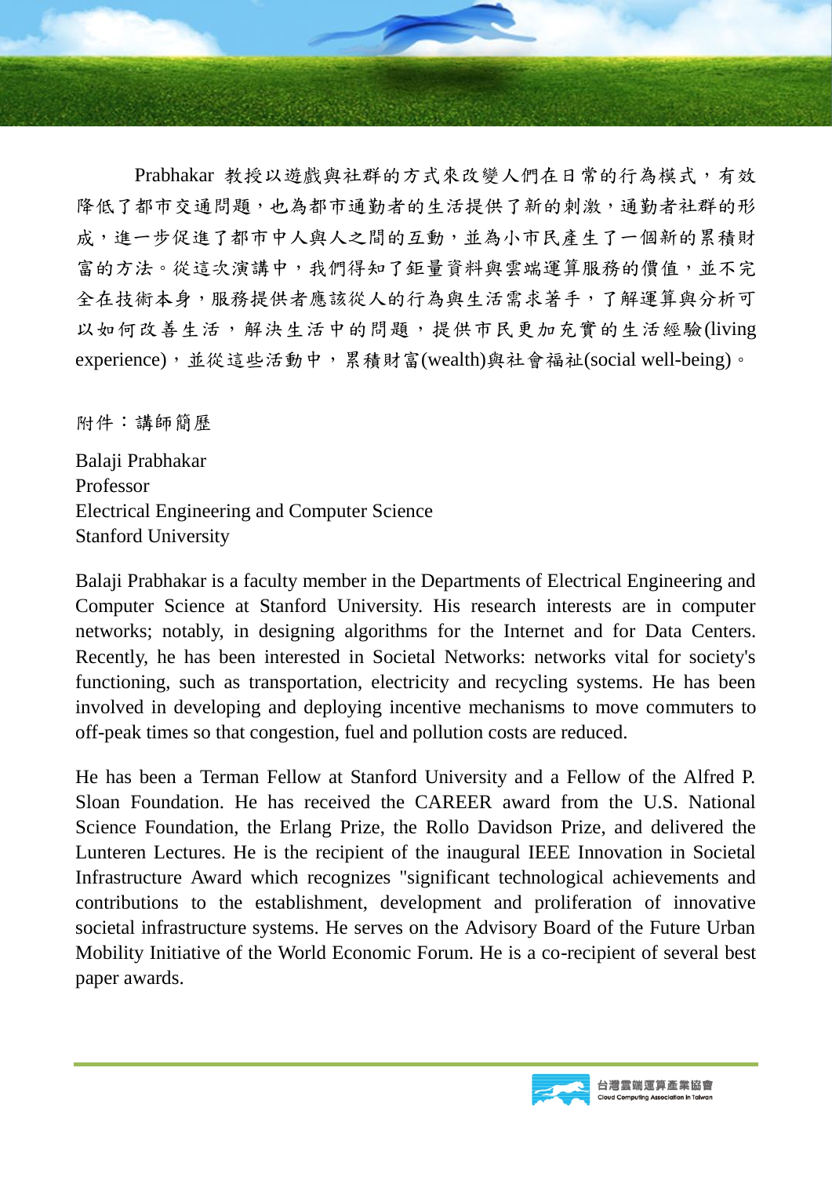Prabhakar 教授以遊戲與社群的方式來改變人們在日常的行為模式，有效降低了都市交通問題，也為都市通勤者的生活提供了新的刺激，通勤者社群的形成，進一步促進了都市中人與人之間的互動，並為小市民產生了一個新的累積財富的方法。從這次演講中，我們得知了鉅量資料與雲端運算服務的價值，並不完全在技術本身，服務提供者應該從人的行為與生活需求著手，了解運算與分析可以如何改善生活，解決生活中的問題，提供市民更加充實的生活經驗(living experience)，並從這些活動中，累積財富(wealth)與社會福祉(social well-being)。

附件：講師簡歷

Balaji Prabhakar
Professor
Electrical Engineering and Computer Science
Stanford University

Balaji Prabhakar is a faculty member in the Departments of Electrical Engineering and Computer Science at Stanford University. His research interests are in computer networks; notably, in designing algorithms for the Internet and for Data Centers. Recently, he has been interested in Societal Networks: networks vital for society's functioning, such as transportation, electricity and recycling systems. He has been involved in developing and deploying incentive mechanisms to move commuters to off-peak times so that congestion, fuel and pollution costs are reduced.

He has been a Terman Fellow at Stanford University and a Fellow of the Alfred P. Sloan Foundation. He has received the CAREER award from the U.S. National Science Foundation, the Erlang Prize, the Rollo Davidson Prize, and delivered the Lunteren Lectures. He is the recipient of the inaugural IEEE Innovation in Societal Infrastructure Award which recognizes "significant technological achievements and contributions to the establishment, development and proliferation of innovative societal infrastructure systems. He serves on the Advisory Board of the Future Urban Mobility Initiative of the World Economic Forum. He is a co-recipient of several best paper awards.